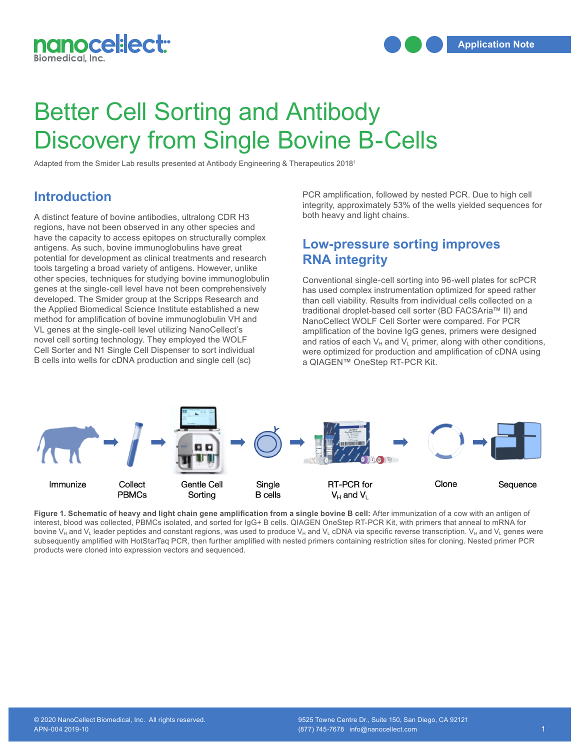# Better Cell Sorting and Antibody Discovery from Single Bovine B-Cells

Adapted from the Smider Lab results presented at Antibody Engineering & Therapeutics 2018[1]

## Introduction

A distinct feature of bovine antibodies, ultralong CDR H3 regions, have not been observed in any other species and have the capacity to access epitopes on structurally complex antigens. As such, bovine immunoglobulins have great potential for development as clinical treatments and research tools targeting a broad variety of antigens. However, unlike other species, techniques for studying bovine immunoglobulin genes at the single-cell level have not been comprehensively developed. The Smider group at the Scripps Research and the Applied Biomedical Science Institute established a new method for amplification of bovine immunoglobulin VH and VL genes at the single-cell level utilizing NanoCellect's novel cell sorting technology. They employed the WOLF Cell Sorter and N1 Single Cell Dispenser to sort individual B cells into wells for cDNA production and single cell (sc) PCR amplification, followed by nested PCR. Due to high cell integrity, approximately 53% of the wells yielded sequences for both heavy and light chains.

## Low-pressure sorting improves RNA integrity

Conventional single-cell sorting into 96-well plates for scPCR has used complex instrumentation optimized for speed rather than cell viability. Results from individual cells collected on a traditional droplet-based cell sorter (BD FACSAria™ II) and NanoCellect WOLF Cell Sorter were compared. For PCR amplification of the bovine IgG genes, primers were designed and ratios of each $V_H$ and $V_L$ primer, along with other conditions, were optimized for production and amplification of cDNA using a QIAGEN™ OneStep RT-PCR Kit.

Immunize → Collect PBMCs → Gentle Cell Sorting → Single B cells → RT-PCR for $V_H$ and $V_L$ → Clone → Sequence

**Figure 1. Schematic of heavy and light chain gene amplification from a single bovine B cell:** After immunization of a cow with an antigen of interest, blood was collected, PBMCs isolated, and sorted for IgG+ B cells. QIAGEN OneStep RT-PCR Kit, with primers that anneal to mRNA for bovine $V_H$ and $V_L$ leader peptides and constant regions, was used to produce $V_H$ and $V_L$ cDNA via specific reverse transcription. $V_H$ and $V_L$ genes were subsequently amplified with HotStarTaq PCR, then further amplified with nested primers containing restriction sites for cloning. Nested primer PCR products were cloned into expression vectors and sequenced.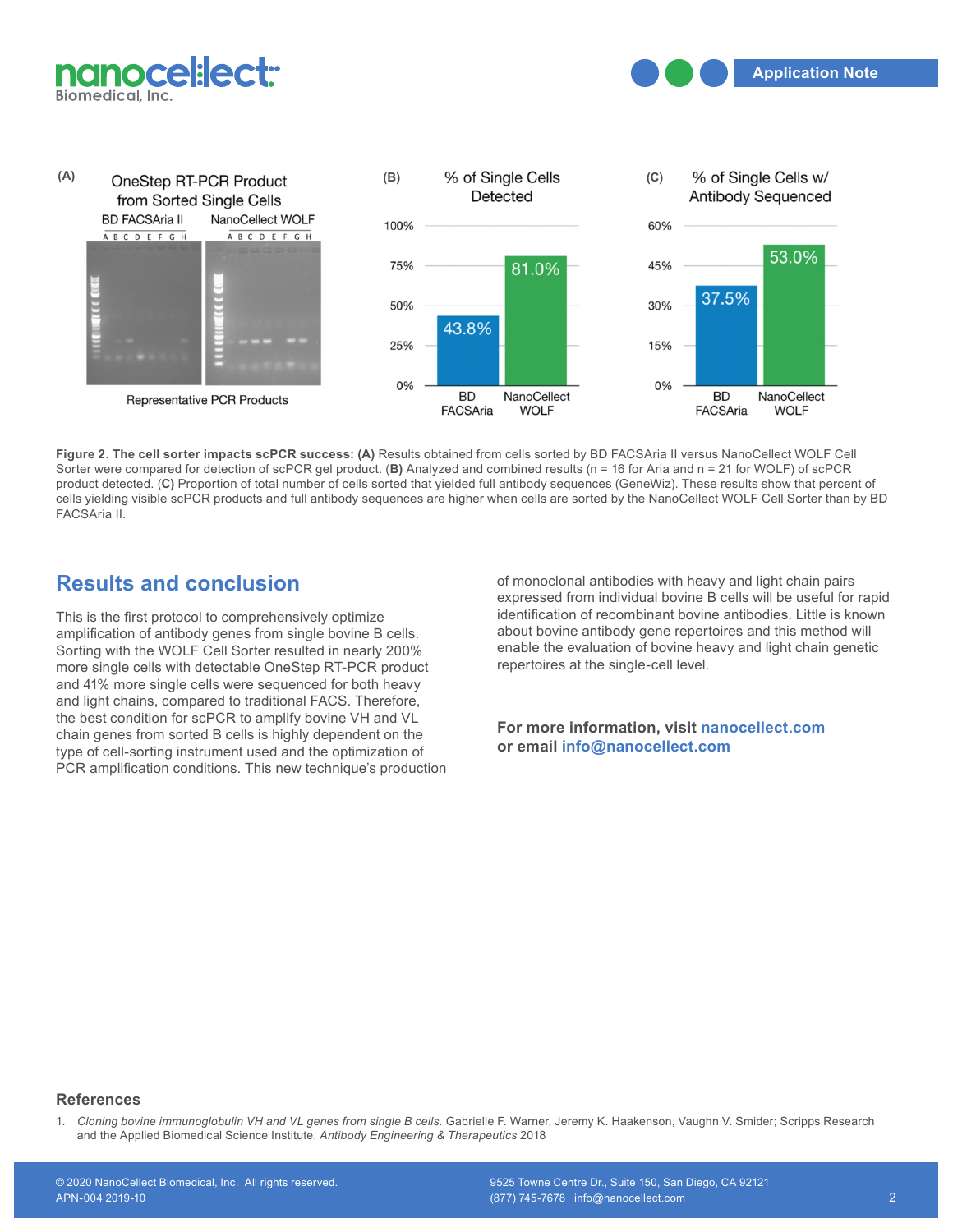(A)

OneStep RT-PCR Product from Sorted Single Cells

BD FACSAria II

NanoCellect WOLF

A B C D E F G H

A B C D E F G H

Representative PCR Products

(B)

% of Single Cells Detected

100%

75%

50%

25%

0%

43.8%

81.0%

BD FACSAria

NanoCellect WOLF

(C)

% of Single Cells w/ Antibody Sequenced

60%

45%

30%

15%

0%

37.5%

53.0%

BD FACSAria

NanoCellect WOLF

**Figure 2. The cell sorter impacts scPCR success: (A)** Results obtained from cells sorted by BD FACSAria II versus NanoCellect WOLF Cell Sorter were compared for detection of scPCR gel product. (**B)** Analyzed and combined results (n = 16 for Aria and n = 21 for WOLF) of scPCR product detected. (**C)** Proportion of total number of cells sorted that yielded full antibody sequences (GeneWiz). These results show that percent of cells yielding visible scPCR products and full antibody sequences are higher when cells are sorted by the NanoCellect WOLF Cell Sorter than by BD FACSAria II.

## Results and conclusion

This is the first protocol to comprehensively optimize amplification of antibody genes from single bovine B cells. Sorting with the WOLF Cell Sorter resulted in nearly 200% more single cells with detectable OneStep RT-PCR product and 41% more single cells were sequenced for both heavy and light chains, compared to traditional FACS. Therefore, the best condition for scPCR to amplify bovine VH and VL chain genes from sorted B cells is highly dependent on the type of cell-sorting instrument used and the optimization of PCR amplification conditions. This new technique's production of monoclonal antibodies with heavy and light chain pairs expressed from individual bovine B cells will be useful for rapid identification of recombinant bovine antibodies. Little is known about bovine antibody gene repertoires and this method will enable the evaluation of bovine heavy and light chain genetic repertoires at the single-cell level.

**For more information, visit nanocellect.com or email info@nanocellect.com**

### References

1. *Cloning bovine immunoglobulin VH and VL genes from single B cells.* Gabrielle F. Warner, Jeremy K. Haakenson, Vaughn V. Smider; Scripps Research and the Applied Biomedical Science Institute. *Antibody Engineering & Therapeutics* 2018